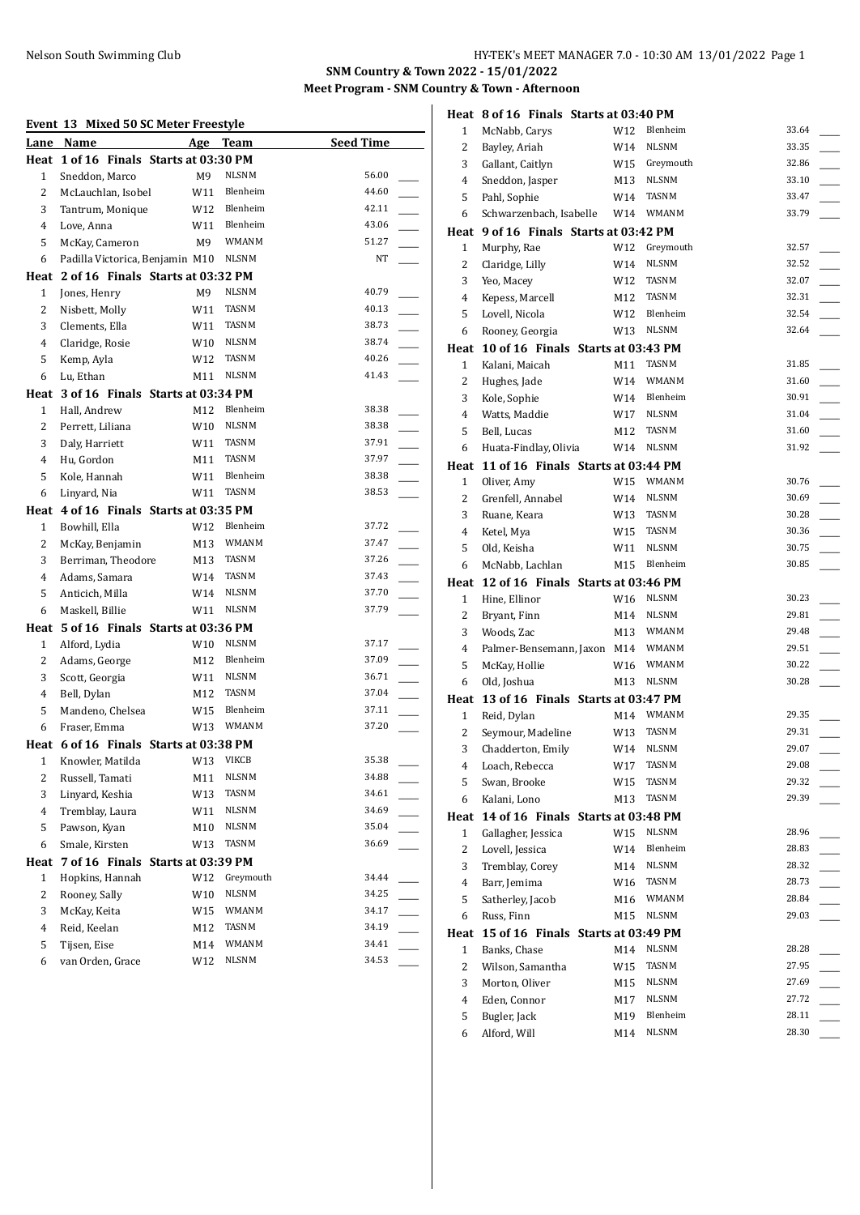**SNM Country & Town 2022 - 15/01/2022**
**Meet Program - SNM Country & Town - Afternoon**

### Event 13 Mixed 50 SC Meter Freestyle

| Lane | Name | Age | Team | Seed Time |
|---|---|---|---|---|
| **Heat 1 of 16 Finals Starts at 03:30 PM** | | | | |
| 1 | Sneddon, Marco | M9 | NLSNM | 56.00 |
| 2 | McLauchlan, Isobel | W11 | Blenheim | 44.60 |
| 3 | Tantrum, Monique | W12 | Blenheim | 42.11 |
| 4 | Love, Anna | W11 | Blenheim | 43.06 |
| 5 | McKay, Cameron | M9 | WMANM | 51.27 |
| 6 | Padilla Victorica, Benjamin | M10 | NLSNM | NT |
| **Heat 2 of 16 Finals Starts at 03:32 PM** | | | | |
| 1 | Jones, Henry | M9 | NLSNM | 40.79 |
| 2 | Nisbett, Molly | W11 | TASNM | 40.13 |
| 3 | Clements, Ella | W11 | TASNM | 38.73 |
| 4 | Claridge, Rosie | W10 | NLSNM | 38.74 |
| 5 | Kemp, Ayla | W12 | TASNM | 40.26 |
| 6 | Lu, Ethan | M11 | NLSNM | 41.43 |
| **Heat 3 of 16 Finals Starts at 03:34 PM** | | | | |
| 1 | Hall, Andrew | M12 | Blenheim | 38.38 |
| 2 | Perrett, Liliana | W10 | NLSNM | 38.38 |
| 3 | Daly, Harriett | W11 | TASNM | 37.91 |
| 4 | Hu, Gordon | M11 | TASNM | 37.97 |
| 5 | Kole, Hannah | W11 | Blenheim | 38.38 |
| 6 | Linyard, Nia | W11 | TASNM | 38.53 |
| **Heat 4 of 16 Finals Starts at 03:35 PM** | | | | |
| 1 | Bowhill, Ella | W12 | Blenheim | 37.72 |
| 2 | McKay, Benjamin | M13 | WMANM | 37.47 |
| 3 | Berriman, Theodore | M13 | TASNM | 37.26 |
| 4 | Adams, Samara | W14 | TASNM | 37.43 |
| 5 | Anticich, Milla | W14 | NLSNM | 37.70 |
| 6 | Maskell, Billie | W11 | NLSNM | 37.79 |
| **Heat 5 of 16 Finals Starts at 03:36 PM** | | | | |
| 1 | Alford, Lydia | W10 | NLSNM | 37.17 |
| 2 | Adams, George | M12 | Blenheim | 37.09 |
| 3 | Scott, Georgia | W11 | NLSNM | 36.71 |
| 4 | Bell, Dylan | M12 | TASNM | 37.04 |
| 5 | Mandeno, Chelsea | W15 | Blenheim | 37.11 |
| 6 | Fraser, Emma | W13 | WMANM | 37.20 |
| **Heat 6 of 16 Finals Starts at 03:38 PM** | | | | |
| 1 | Knowler, Matilda | W13 | VIKCB | 35.38 |
| 2 | Russell, Tamati | M11 | NLSNM | 34.88 |
| 3 | Linyard, Keshia | W13 | TASNM | 34.61 |
| 4 | Tremblay, Laura | W11 | NLSNM | 34.69 |
| 5 | Pawson, Kyan | M10 | NLSNM | 35.04 |
| 6 | Smale, Kirsten | W13 | TASNM | 36.69 |
| **Heat 7 of 16 Finals Starts at 03:39 PM** | | | | |
| 1 | Hopkins, Hannah | W12 | Greymouth | 34.44 |
| 2 | Rooney, Sally | W10 | NLSNM | 34.25 |
| 3 | McKay, Keita | W15 | WMANM | 34.17 |
| 4 | Reid, Keelan | M12 | TASNM | 34.19 |
| 5 | Tijsen, Eise | M14 | WMANM | 34.41 |
| 6 | van Orden, Grace | W12 | NLSNM | 34.53 |
| **Heat 8 of 16 Finals Starts at 03:40 PM** | | | | |
| 1 | McNabb, Carys | W12 | Blenheim | 33.64 |
| 2 | Bayley, Ariah | W14 | NLSNM | 33.35 |
| 3 | Gallant, Caitlyn | W15 | Greymouth | 32.86 |
| 4 | Sneddon, Jasper | M13 | NLSNM | 33.10 |
| 5 | Pahl, Sophie | W14 | TASNM | 33.47 |
| 6 | Schwarzenbach, Isabelle | W14 | WMANM | 33.79 |
| **Heat 9 of 16 Finals Starts at 03:42 PM** | | | | |
| 1 | Murphy, Rae | W12 | Greymouth | 32.57 |
| 2 | Claridge, Lilly | W14 | NLSNM | 32.52 |
| 3 | Yeo, Macey | W12 | TASNM | 32.07 |
| 4 | Kepess, Marcell | M12 | TASNM | 32.31 |
| 5 | Lovell, Nicola | W12 | Blenheim | 32.54 |
| 6 | Rooney, Georgia | W13 | NLSNM | 32.64 |
| **Heat 10 of 16 Finals Starts at 03:43 PM** | | | | |
| 1 | Kalani, Maicah | M11 | TASNM | 31.85 |
| 2 | Hughes, Jade | W14 | WMANM | 31.60 |
| 3 | Kole, Sophie | W14 | Blenheim | 30.91 |
| 4 | Watts, Maddie | W17 | NLSNM | 31.04 |
| 5 | Bell, Lucas | M12 | TASNM | 31.60 |
| 6 | Huata-Findlay, Olivia | W14 | NLSNM | 31.92 |
| **Heat 11 of 16 Finals Starts at 03:44 PM** | | | | |
| 1 | Oliver, Amy | W15 | WMANM | 30.76 |
| 2 | Grenfell, Annabel | W14 | NLSNM | 30.69 |
| 3 | Ruane, Keara | W13 | TASNM | 30.28 |
| 4 | Ketel, Mya | W15 | TASNM | 30.36 |
| 5 | Old, Keisha | W11 | NLSNM | 30.75 |
| 6 | McNabb, Lachlan | M15 | Blenheim | 30.85 |
| **Heat 12 of 16 Finals Starts at 03:46 PM** | | | | |
| 1 | Hine, Ellinor | W16 | NLSNM | 30.23 |
| 2 | Bryant, Finn | M14 | NLSNM | 29.81 |
| 3 | Woods, Zac | M13 | WMANM | 29.48 |
| 4 | Palmer-Bensemann, Jaxon | M14 | WMANM | 29.51 |
| 5 | McKay, Hollie | W16 | WMANM | 30.22 |
| 6 | Old, Joshua | M13 | NLSNM | 30.28 |
| **Heat 13 of 16 Finals Starts at 03:47 PM** | | | | |
| 1 | Reid, Dylan | M14 | WMANM | 29.35 |
| 2 | Seymour, Madeline | W13 | TASNM | 29.31 |
| 3 | Chadderton, Emily | W14 | NLSNM | 29.07 |
| 4 | Loach, Rebecca | W17 | TASNM | 29.08 |
| 5 | Swan, Brooke | W15 | TASNM | 29.32 |
| 6 | Kalani, Lono | M13 | TASNM | 29.39 |
| **Heat 14 of 16 Finals Starts at 03:48 PM** | | | | |
| 1 | Gallagher, Jessica | W15 | NLSNM | 28.96 |
| 2 | Lovell, Jessica | W14 | Blenheim | 28.83 |
| 3 | Tremblay, Corey | M14 | NLSNM | 28.32 |
| 4 | Barr, Jemima | W16 | TASNM | 28.73 |
| 5 | Satherley, Jacob | M16 | WMANM | 28.84 |
| 6 | Russ, Finn | M15 | NLSNM | 29.03 |
| **Heat 15 of 16 Finals Starts at 03:49 PM** | | | | |
| 1 | Banks, Chase | M14 | NLSNM | 28.28 |
| 2 | Wilson, Samantha | W15 | TASNM | 27.95 |
| 3 | Morton, Oliver | M15 | NLSNM | 27.69 |
| 4 | Eden, Connor | M17 | NLSNM | 27.72 |
| 5 | Bugler, Jack | M19 | Blenheim | 28.11 |
| 6 | Alford, Will | M14 | NLSNM | 28.30 |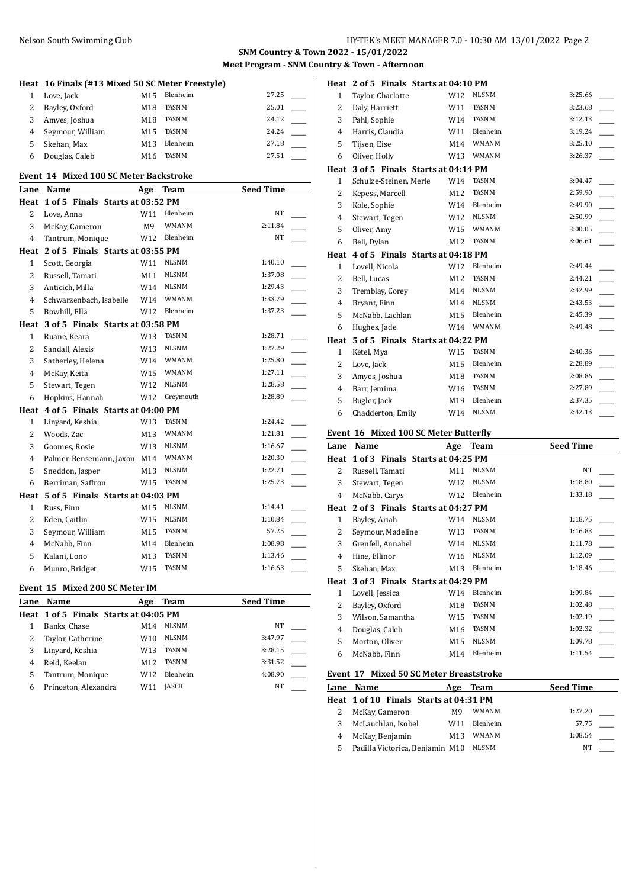**SNM Country & Town 2022 - 15/01/2022**

**Meet Program - SNM Country & Town - Afternoon**

**Heat 16 Finals (#13 Mixed 50 SC Meter Freestyle)**

| Lane | Name | Age | Team | Seed Time |
|---|---|---|---|---|
| 1 | Love, Jack | M15 | Blenheim | 27.25 |
| 2 | Bayley, Oxford | M18 | TASNM | 25.01 |
| 3 | Amyes, Joshua | M18 | TASNM | 24.12 |
| 4 | Seymour, William | M15 | TASNM | 24.24 |
| 5 | Skehan, Max | M13 | Blenheim | 27.18 |
| 6 | Douglas, Caleb | M16 | TASNM | 27.51 |

## Event 14 Mixed 100 SC Meter Backstroke

| Lane | Name | Age | Team | Seed Time |
|---|---|---|---|---|
| **Heat 1 of 5 Finals Starts at 03:52 PM** | | | | |
| 2 | Love, Anna | W11 | Blenheim | NT |
| 3 | McKay, Cameron | M9 | WMANM | 2:11.84 |
| 4 | Tantrum, Monique | W12 | Blenheim | NT |
| **Heat 2 of 5 Finals Starts at 03:55 PM** | | | | |
| 1 | Scott, Georgia | W11 | NLSNM | 1:40.10 |
| 2 | Russell, Tamati | M11 | NLSNM | 1:37.08 |
| 3 | Anticich, Milla | W14 | NLSNM | 1:29.43 |
| 4 | Schwarzenbach, Isabelle | W14 | WMANM | 1:33.79 |
| 5 | Bowhill, Ella | W12 | Blenheim | 1:37.23 |
| **Heat 3 of 5 Finals Starts at 03:58 PM** | | | | |
| 1 | Ruane, Keara | W13 | TASNM | 1:28.71 |
| 2 | Sandall, Alexis | W13 | NLSNM | 1:27.29 |
| 3 | Satherley, Helena | W14 | WMANM | 1:25.80 |
| 4 | McKay, Keita | W15 | WMANM | 1:27.11 |
| 5 | Stewart, Tegen | W12 | NLSNM | 1:28.58 |
| 6 | Hopkins, Hannah | W12 | Greymouth | 1:28.89 |
| **Heat 4 of 5 Finals Starts at 04:00 PM** | | | | |
| 1 | Linyard, Keshia | W13 | TASNM | 1:24.42 |
| 2 | Woods, Zac | M13 | WMANM | 1:21.81 |
| 3 | Goomes, Rosie | W13 | NLSNM | 1:16.67 |
| 4 | Palmer-Bensemann, Jaxon | M14 | WMANM | 1:20.30 |
| 5 | Sneddon, Jasper | M13 | NLSNM | 1:22.71 |
| 6 | Berriman, Saffron | W15 | TASNM | 1:25.73 |
| **Heat 5 of 5 Finals Starts at 04:03 PM** | | | | |
| 1 | Russ, Finn | M15 | NLSNM | 1:14.41 |
| 2 | Eden, Caitlin | W15 | NLSNM | 1:10.84 |
| 3 | Seymour, William | M15 | TASNM | 57.25 |
| 4 | McNabb, Finn | M14 | Blenheim | 1:08.98 |
| 5 | Kalani, Lono | M13 | TASNM | 1:13.46 |
| 6 | Munro, Bridget | W15 | TASNM | 1:16.63 |

## Event 15 Mixed 200 SC Meter IM

| Lane | Name | Age | Team | Seed Time |
|---|---|---|---|---|
| **Heat 1 of 5 Finals Starts at 04:05 PM** | | | | |
| 1 | Banks, Chase | M14 | NLSNM | NT |
| 2 | Taylor, Catherine | W10 | NLSNM | 3:47.97 |
| 3 | Linyard, Keshia | W13 | TASNM | 3:28.15 |
| 4 | Reid, Keelan | M12 | TASNM | 3:31.52 |
| 5 | Tantrum, Monique | W12 | Blenheim | 4:08.90 |
| 6 | Princeton, Alexandra | W11 | JASCB | NT |
| **Heat 2 of 5 Finals Starts at 04:10 PM** | | | | |
| 1 | Taylor, Charlotte | W12 | NLSNM | 3:25.66 |
| 2 | Daly, Harriett | W11 | TASNM | 3:23.68 |
| 3 | Pahl, Sophie | W14 | TASNM | 3:12.13 |
| 4 | Harris, Claudia | W11 | Blenheim | 3:19.24 |
| 5 | Tijsen, Eise | M14 | WMANM | 3:25.10 |
| 6 | Oliver, Holly | W13 | WMANM | 3:26.37 |
| **Heat 3 of 5 Finals Starts at 04:14 PM** | | | | |
| 1 | Schulze-Steinen, Merle | W14 | TASNM | 3:04.47 |
| 2 | Kepess, Marcell | M12 | TASNM | 2:59.90 |
| 3 | Kole, Sophie | W14 | Blenheim | 2:49.90 |
| 4 | Stewart, Tegen | W12 | NLSNM | 2:50.99 |
| 5 | Oliver, Amy | W15 | WMANM | 3:00.05 |
| 6 | Bell, Dylan | M12 | TASNM | 3:06.61 |
| **Heat 4 of 5 Finals Starts at 04:18 PM** | | | | |
| 1 | Lovell, Nicola | W12 | Blenheim | 2:49.44 |
| 2 | Bell, Lucas | M12 | TASNM | 2:44.21 |
| 3 | Tremblay, Corey | M14 | NLSNM | 2:42.99 |
| 4 | Bryant, Finn | M14 | NLSNM | 2:43.53 |
| 5 | McNabb, Lachlan | M15 | Blenheim | 2:45.39 |
| 6 | Hughes, Jade | W14 | WMANM | 2:49.48 |
| **Heat 5 of 5 Finals Starts at 04:22 PM** | | | | |
| 1 | Ketel, Mya | W15 | TASNM | 2:40.36 |
| 2 | Love, Jack | M15 | Blenheim | 2:28.89 |
| 3 | Amyes, Joshua | M18 | TASNM | 2:08.86 |
| 4 | Barr, Jemima | W16 | TASNM | 2:27.89 |
| 5 | Bugler, Jack | M19 | Blenheim | 2:37.35 |
| 6 | Chadderton, Emily | W14 | NLSNM | 2:42.13 |

## Event 16 Mixed 100 SC Meter Butterfly

| Lane | Name | Age | Team | Seed Time |
|---|---|---|---|---|
| **Heat 1 of 3 Finals Starts at 04:25 PM** | | | | |
| 2 | Russell, Tamati | M11 | NLSNM | NT |
| 3 | Stewart, Tegen | W12 | NLSNM | 1:18.80 |
| 4 | McNabb, Carys | W12 | Blenheim | 1:33.18 |
| **Heat 2 of 3 Finals Starts at 04:27 PM** | | | | |
| 1 | Bayley, Ariah | W14 | NLSNM | 1:18.75 |
| 2 | Seymour, Madeline | W13 | TASNM | 1:16.83 |
| 3 | Grenfell, Annabel | W14 | NLSNM | 1:11.78 |
| 4 | Hine, Ellinor | W16 | NLSNM | 1:12.09 |
| 5 | Skehan, Max | M13 | Blenheim | 1:18.46 |
| **Heat 3 of 3 Finals Starts at 04:29 PM** | | | | |
| 1 | Lovell, Jessica | W14 | Blenheim | 1:09.84 |
| 2 | Bayley, Oxford | M18 | TASNM | 1:02.48 |
| 3 | Wilson, Samantha | W15 | TASNM | 1:02.19 |
| 4 | Douglas, Caleb | M16 | TASNM | 1:02.32 |
| 5 | Morton, Oliver | M15 | NLSNM | 1:09.78 |
| 6 | McNabb, Finn | M14 | Blenheim | 1:11.54 |

## Event 17 Mixed 50 SC Meter Breaststroke

| Lane | Name | Age | Team | Seed Time |
|---|---|---|---|---|
| **Heat 1 of 10 Finals Starts at 04:31 PM** | | | | |
| 2 | McKay, Cameron | M9 | WMANM | 1:27.20 |
| 3 | McLauchlan, Isobel | W11 | Blenheim | 57.75 |
| 4 | McKay, Benjamin | M13 | WMANM | 1:08.54 |
| 5 | Padilla Victorica, Benjamin | M10 | NLSNM | NT |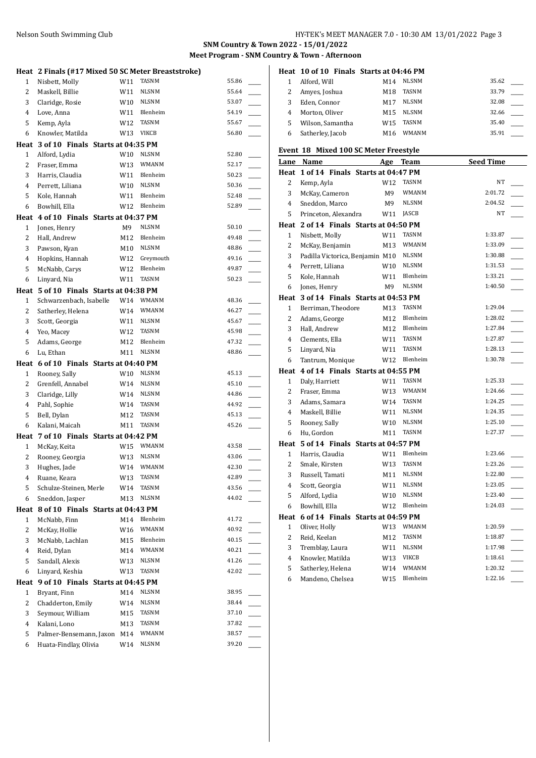**SNM Country & Town 2022 - 15/01/2022**

**Meet Program - SNM Country & Town - Afternoon**

**Heat 2 Finals (#17 Mixed 50 SC Meter Breaststroke)**

| Lane | Name | Age | Team | Seed Time | |
|---|---|---|---|---|---|
| 1 | Nisbett, Molly | W11 | TASNM | 55.86 | ___ |
| 2 | Maskell, Billie | W11 | NLSNM | 55.64 | ___ |
| 3 | Claridge, Rosie | W10 | NLSNM | 53.07 | ___ |
| 4 | Love, Anna | W11 | Blenheim | 54.19 | ___ |
| 5 | Kemp, Ayla | W12 | TASNM | 55.67 | ___ |
| 6 | Knowler, Matilda | W13 | VIKCB | 56.80 | ___ |

**Heat 3 of 10 Finals Starts at 04:35 PM**

| Lane | Name | Age | Team | Seed Time | |
|---|---|---|---|---|---|
| 1 | Alford, Lydia | W10 | NLSNM | 52.80 | ___ |
| 2 | Fraser, Emma | W13 | WMANM | 52.17 | ___ |
| 3 | Harris, Claudia | W11 | Blenheim | 50.23 | ___ |
| 4 | Perrett, Liliana | W10 | NLSNM | 50.36 | ___ |
| 5 | Kole, Hannah | W11 | Blenheim | 52.48 | ___ |
| 6 | Bowhill, Ella | W12 | Blenheim | 52.89 | ___ |

**Heat 4 of 10 Finals Starts at 04:37 PM**

| Lane | Name | Age | Team | Seed Time | |
|---|---|---|---|---|---|
| 1 | Jones, Henry | M9 | NLSNM | 50.10 | ___ |
| 2 | Hall, Andrew | M12 | Blenheim | 49.48 | ___ |
| 3 | Pawson, Kyan | M10 | NLSNM | 48.86 | ___ |
| 4 | Hopkins, Hannah | W12 | Greymouth | 49.16 | ___ |
| 5 | McNabb, Carys | W12 | Blenheim | 49.87 | ___ |
| 6 | Linyard, Nia | W11 | TASNM | 50.23 | ___ |

**Heat 5 of 10 Finals Starts at 04:38 PM**

| Lane | Name | Age | Team | Seed Time | |
|---|---|---|---|---|---|
| 1 | Schwarzenbach, Isabelle | W14 | WMANM | 48.36 | ___ |
| 2 | Satherley, Helena | W14 | WMANM | 46.27 | ___ |
| 3 | Scott, Georgia | W11 | NLSNM | 45.67 | ___ |
| 4 | Yeo, Macey | W12 | TASNM | 45.98 | ___ |
| 5 | Adams, George | M12 | Blenheim | 47.32 | ___ |
| 6 | Lu, Ethan | M11 | NLSNM | 48.86 | ___ |

**Heat 6 of 10 Finals Starts at 04:40 PM**

| Lane | Name | Age | Team | Seed Time | |
|---|---|---|---|---|---|
| 1 | Rooney, Sally | W10 | NLSNM | 45.13 | ___ |
| 2 | Grenfell, Annabel | W14 | NLSNM | 45.10 | ___ |
| 3 | Claridge, Lilly | W14 | NLSNM | 44.86 | ___ |
| 4 | Pahl, Sophie | W14 | TASNM | 44.92 | ___ |
| 5 | Bell, Dylan | M12 | TASNM | 45.13 | ___ |
| 6 | Kalani, Maicah | M11 | TASNM | 45.26 | ___ |

**Heat 7 of 10 Finals Starts at 04:42 PM**

| Lane | Name | Age | Team | Seed Time | |
|---|---|---|---|---|---|
| 1 | McKay, Keita | W15 | WMANM | 43.58 | ___ |
| 2 | Rooney, Georgia | W13 | NLSNM | 43.06 | ___ |
| 3 | Hughes, Jade | W14 | WMANM | 42.30 | ___ |
| 4 | Ruane, Keara | W13 | TASNM | 42.89 | ___ |
| 5 | Schulze-Steinen, Merle | W14 | TASNM | 43.56 | ___ |
| 6 | Sneddon, Jasper | M13 | NLSNM | 44.02 | ___ |

**Heat 8 of 10 Finals Starts at 04:43 PM**

| Lane | Name | Age | Team | Seed Time | |
|---|---|---|---|---|---|
| 1 | McNabb, Finn | M14 | Blenheim | 41.72 | ___ |
| 2 | McKay, Hollie | W16 | WMANM | 40.92 | ___ |
| 3 | McNabb, Lachlan | M15 | Blenheim | 40.15 | ___ |
| 4 | Reid, Dylan | M14 | WMANM | 40.21 | ___ |
| 5 | Sandall, Alexis | W13 | NLSNM | 41.26 | ___ |
| 6 | Linyard, Keshia | W13 | TASNM | 42.02 | ___ |

**Heat 9 of 10 Finals Starts at 04:45 PM**

| Lane | Name | Age | Team | Seed Time | |
|---|---|---|---|---|---|
| 1 | Bryant, Finn | M14 | NLSNM | 38.95 | ___ |
| 2 | Chadderton, Emily | W14 | NLSNM | 38.44 | ___ |
| 3 | Seymour, William | M15 | TASNM | 37.10 | ___ |
| 4 | Kalani, Lono | M13 | TASNM | 37.82 | ___ |
| 5 | Palmer-Bensemann, Jaxon | M14 | WMANM | 38.57 | ___ |
| 6 | Huata-Findlay, Olivia | W14 | NLSNM | 39.20 | ___ |

**Heat 10 of 10 Finals Starts at 04:46 PM**

| Lane | Name | Age | Team | Seed Time | |
|---|---|---|---|---|---|
| 1 | Alford, Will | M14 | NLSNM | 35.62 | ___ |
| 2 | Amyes, Joshua | M18 | TASNM | 33.79 | ___ |
| 3 | Eden, Connor | M17 | NLSNM | 32.08 | ___ |
| 4 | Morton, Oliver | M15 | NLSNM | 32.66 | ___ |
| 5 | Wilson, Samantha | W15 | TASNM | 35.40 | ___ |
| 6 | Satherley, Jacob | M16 | WMANM | 35.91 | ___ |

## Event 18 Mixed 100 SC Meter Freestyle

**Heat 1 of 14 Finals Starts at 04:47 PM**

| Lane | Name | Age | Team | Seed Time | |
|---|---|---|---|---|---|
| 2 | Kemp, Ayla | W12 | TASNM | NT | ___ |
| 3 | McKay, Cameron | M9 | WMANM | 2:01.72 | ___ |
| 4 | Sneddon, Marco | M9 | NLSNM | 2:04.52 | ___ |
| 5 | Princeton, Alexandra | W11 | JASCB | NT | ___ |

**Heat 2 of 14 Finals Starts at 04:50 PM**

| Lane | Name | Age | Team | Seed Time | |
|---|---|---|---|---|---|
| 1 | Nisbett, Molly | W11 | TASNM | 1:33.87 | ___ |
| 2 | McKay, Benjamin | M13 | WMANM | 1:33.09 | ___ |
| 3 | Padilla Victorica, Benjamin | M10 | NLSNM | 1:30.88 | ___ |
| 4 | Perrett, Liliana | W10 | NLSNM | 1:31.53 | ___ |
| 5 | Kole, Hannah | W11 | Blenheim | 1:33.21 | ___ |
| 6 | Jones, Henry | M9 | NLSNM | 1:40.50 | ___ |

**Heat 3 of 14 Finals Starts at 04:53 PM**

| Lane | Name | Age | Team | Seed Time | |
|---|---|---|---|---|---|
| 1 | Berriman, Theodore | M13 | TASNM | 1:29.04 | ___ |
| 2 | Adams, George | M12 | Blenheim | 1:28.02 | ___ |
| 3 | Hall, Andrew | M12 | Blenheim | 1:27.84 | ___ |
| 4 | Clements, Ella | W11 | TASNM | 1:27.87 | ___ |
| 5 | Linyard, Nia | W11 | TASNM | 1:28.13 | ___ |
| 6 | Tantrum, Monique | W12 | Blenheim | 1:30.78 | ___ |

**Heat 4 of 14 Finals Starts at 04:55 PM**

| Lane | Name | Age | Team | Seed Time | |
|---|---|---|---|---|---|
| 1 | Daly, Harriett | W11 | TASNM | 1:25.33 | ___ |
| 2 | Fraser, Emma | W13 | WMANM | 1:24.66 | ___ |
| 3 | Adams, Samara | W14 | TASNM | 1:24.25 | ___ |
| 4 | Maskell, Billie | W11 | NLSNM | 1:24.35 | ___ |
| 5 | Rooney, Sally | W10 | NLSNM | 1:25.10 | ___ |
| 6 | Hu, Gordon | M11 | TASNM | 1:27.37 | ___ |

**Heat 5 of 14 Finals Starts at 04:57 PM**

| Lane | Name | Age | Team | Seed Time | |
|---|---|---|---|---|---|
| 1 | Harris, Claudia | W11 | Blenheim | 1:23.66 | ___ |
| 2 | Smale, Kirsten | W13 | TASNM | 1:23.26 | ___ |
| 3 | Russell, Tamati | M11 | NLSNM | 1:22.80 | ___ |
| 4 | Scott, Georgia | W11 | NLSNM | 1:23.05 | ___ |
| 5 | Alford, Lydia | W10 | NLSNM | 1:23.40 | ___ |
| 6 | Bowhill, Ella | W12 | Blenheim | 1:24.03 | ___ |

**Heat 6 of 14 Finals Starts at 04:59 PM**

| Lane | Name | Age | Team | Seed Time | |
|---|---|---|---|---|---|
| 1 | Oliver, Holly | W13 | WMANM | 1:20.59 | ___ |
| 2 | Reid, Keelan | M12 | TASNM | 1:18.87 | ___ |
| 3 | Tremblay, Laura | W11 | NLSNM | 1:17.98 | ___ |
| 4 | Knowler, Matilda | W13 | VIKCB | 1:18.61 | ___ |
| 5 | Satherley, Helena | W14 | WMANM | 1:20.32 | ___ |
| 6 | Mandeno, Chelsea | W15 | Blenheim | 1:22.16 | ___ |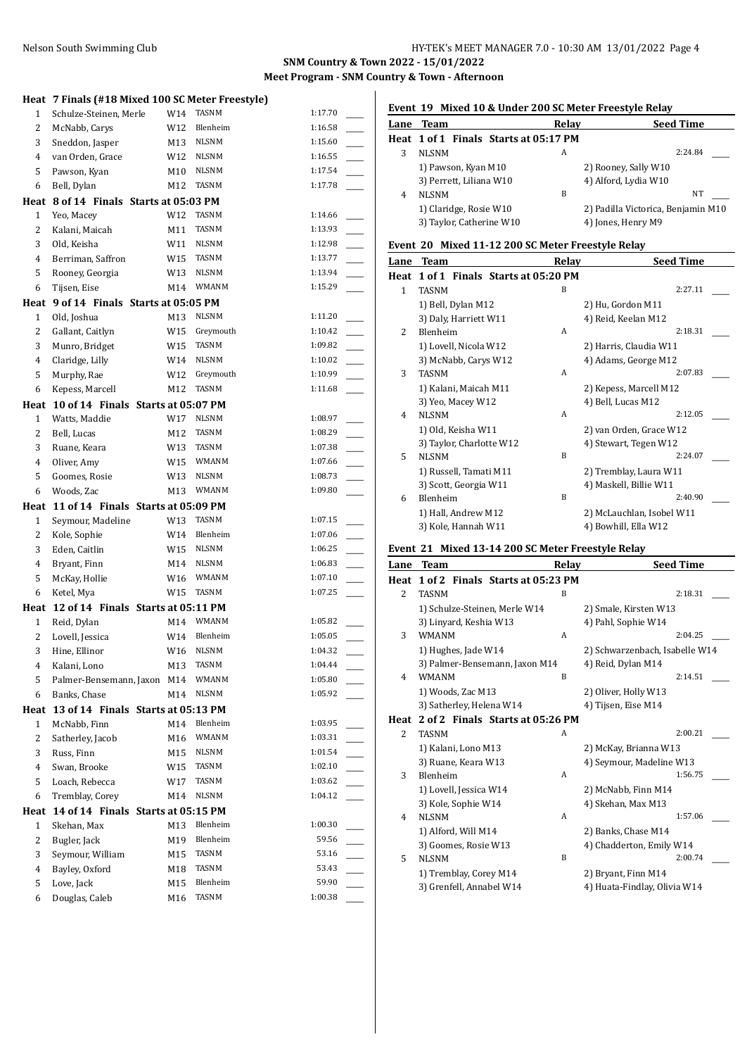**SNM Country & Town 2022 - 15/01/2022**

**Meet Program - SNM Country & Town - Afternoon**

### Heat 7 Finals (#18 Mixed 100 SC Meter Freestyle)

| Lane | Name | Age | Team | Seed Time | |
|---|---|---|---|---|---|
| 1 | Schulze-Steinen, Merle | W14 | TASNM | 1:17.70 | ____ |
| 2 | McNabb, Carys | W12 | Blenheim | 1:16.58 | ____ |
| 3 | Sneddon, Jasper | M13 | NLSNM | 1:15.60 | ____ |
| 4 | van Orden, Grace | W12 | NLSNM | 1:16.55 | ____ |
| 5 | Pawson, Kyan | M10 | NLSNM | 1:17.54 | ____ |
| 6 | Bell, Dylan | M12 | TASNM | 1:17.78 | ____ |

### Heat 8 of 14 Finals Starts at 05:03 PM

| Lane | Name | Age | Team | Seed Time | |
|---|---|---|---|---|---|
| 1 | Yeo, Macey | W12 | TASNM | 1:14.66 | ____ |
| 2 | Kalani, Maicah | M11 | TASNM | 1:13.93 | ____ |
| 3 | Old, Keisha | W11 | NLSNM | 1:12.98 | ____ |
| 4 | Berriman, Saffron | W15 | TASNM | 1:13.77 | ____ |
| 5 | Rooney, Georgia | W13 | NLSNM | 1:13.94 | ____ |
| 6 | Tijsen, Eise | M14 | WMANM | 1:15.29 | ____ |

### Heat 9 of 14 Finals Starts at 05:05 PM

| Lane | Name | Age | Team | Seed Time | |
|---|---|---|---|---|---|
| 1 | Old, Joshua | M13 | NLSNM | 1:11.20 | ____ |
| 2 | Gallant, Caitlyn | W15 | Greymouth | 1:10.42 | ____ |
| 3 | Munro, Bridget | W15 | TASNM | 1:09.82 | ____ |
| 4 | Claridge, Lilly | W14 | NLSNM | 1:10.02 | ____ |
| 5 | Murphy, Rae | W12 | Greymouth | 1:10.99 | ____ |
| 6 | Kepess, Marcell | M12 | TASNM | 1:11.68 | ____ |

### Heat 10 of 14 Finals Starts at 05:07 PM

| Lane | Name | Age | Team | Seed Time | |
|---|---|---|---|---|---|
| 1 | Watts, Maddie | W17 | NLSNM | 1:08.97 | ____ |
| 2 | Bell, Lucas | M12 | TASNM | 1:08.29 | ____ |
| 3 | Ruane, Keara | W13 | TASNM | 1:07.38 | ____ |
| 4 | Oliver, Amy | W15 | WMANM | 1:07.66 | ____ |
| 5 | Goomes, Rosie | W13 | NLSNM | 1:08.73 | ____ |
| 6 | Woods, Zac | M13 | WMANM | 1:09.80 | ____ |

### Heat 11 of 14 Finals Starts at 05:09 PM

| Lane | Name | Age | Team | Seed Time | |
|---|---|---|---|---|---|
| 1 | Seymour, Madeline | W13 | TASNM | 1:07.15 | ____ |
| 2 | Kole, Sophie | W14 | Blenheim | 1:07.06 | ____ |
| 3 | Eden, Caitlin | W15 | NLSNM | 1:06.25 | ____ |
| 4 | Bryant, Finn | M14 | NLSNM | 1:06.83 | ____ |
| 5 | McKay, Hollie | W16 | WMANM | 1:07.10 | ____ |
| 6 | Ketel, Mya | W15 | TASNM | 1:07.25 | ____ |

### Heat 12 of 14 Finals Starts at 05:11 PM

| Lane | Name | Age | Team | Seed Time | |
|---|---|---|---|---|---|
| 1 | Reid, Dylan | M14 | WMANM | 1:05.82 | ____ |
| 2 | Lovell, Jessica | W14 | Blenheim | 1:05.05 | ____ |
| 3 | Hine, Ellinor | W16 | NLSNM | 1:04.32 | ____ |
| 4 | Kalani, Lono | M13 | TASNM | 1:04.44 | ____ |
| 5 | Palmer-Bensemann, Jaxon | M14 | WMANM | 1:05.80 | ____ |
| 6 | Banks, Chase | M14 | NLSNM | 1:05.92 | ____ |

### Heat 13 of 14 Finals Starts at 05:13 PM

| Lane | Name | Age | Team | Seed Time | |
|---|---|---|---|---|---|
| 1 | McNabb, Finn | M14 | Blenheim | 1:03.95 | ____ |
| 2 | Satherley, Jacob | M16 | WMANM | 1:03.31 | ____ |
| 3 | Russ, Finn | M15 | NLSNM | 1:01.54 | ____ |
| 4 | Swan, Brooke | W15 | TASNM | 1:02.10 | ____ |
| 5 | Loach, Rebecca | W17 | TASNM | 1:03.62 | ____ |
| 6 | Tremblay, Corey | M14 | NLSNM | 1:04.12 | ____ |

### Heat 14 of 14 Finals Starts at 05:15 PM

| Lane | Name | Age | Team | Seed Time | |
|---|---|---|---|---|---|
| 1 | Skehan, Max | M13 | Blenheim | 1:00.30 | ____ |
| 2 | Bugler, Jack | M19 | Blenheim | 59.56 | ____ |
| 3 | Seymour, William | M15 | TASNM | 53.16 | ____ |
| 4 | Bayley, Oxford | M18 | TASNM | 53.43 | ____ |
| 5 | Love, Jack | M15 | Blenheim | 59.90 | ____ |
| 6 | Douglas, Caleb | M16 | TASNM | 1:00.38 | ____ |

## Event 19 Mixed 10 & Under 200 SC Meter Freestyle Relay

| Lane | Team | Relay | Seed Time | |
|---|---|---|---|---|
| **Heat 1 of 1 Finals Starts at 05:17 PM** | | | | |
| 3 | NLSNM | A | 2:24.84 | ____ |
| | 1) Pawson, Kyan M10 | | 2) Rooney, Sally W10 | |
| | 3) Perrett, Liliana W10 | | 4) Alford, Lydia W10 | |
| 4 | NLSNM | B | NT | ____ |
| | 1) Claridge, Rosie W10 | | 2) Padilla Victorica, Benjamin M10 | |
| | 3) Taylor, Catherine W10 | | 4) Jones, Henry M9 | |

## Event 20 Mixed 11-12 200 SC Meter Freestyle Relay

| Lane | Team | Relay | Seed Time | |
|---|---|---|---|---|
| **Heat 1 of 1 Finals Starts at 05:20 PM** | | | | |
| 1 | TASNM | B | 2:27.11 | ____ |
| | 1) Bell, Dylan M12 | | 2) Hu, Gordon M11 | |
| | 3) Daly, Harriett W11 | | 4) Reid, Keelan M12 | |
| 2 | Blenheim | A | 2:18.31 | ____ |
| | 1) Lovell, Nicola W12 | | 2) Harris, Claudia W11 | |
| | 3) McNabb, Carys W12 | | 4) Adams, George M12 | |
| 3 | TASNM | A | 2:07.83 | ____ |
| | 1) Kalani, Maicah M11 | | 2) Kepess, Marcell M12 | |
| | 3) Yeo, Macey W12 | | 4) Bell, Lucas M12 | |
| 4 | NLSNM | A | 2:12.05 | ____ |
| | 1) Old, Keisha W11 | | 2) van Orden, Grace W12 | |
| | 3) Taylor, Charlotte W12 | | 4) Stewart, Tegen W12 | |
| 5 | NLSNM | B | 2:24.07 | ____ |
| | 1) Russell, Tamati M11 | | 2) Tremblay, Laura W11 | |
| | 3) Scott, Georgia W11 | | 4) Maskell, Billie W11 | |
| 6 | Blenheim | B | 2:40.90 | ____ |
| | 1) Hall, Andrew M12 | | 2) McLauchlan, Isobel W11 | |
| | 3) Kole, Hannah W11 | | 4) Bowhill, Ella W12 | |

## Event 21 Mixed 13-14 200 SC Meter Freestyle Relay

| Lane | Team | Relay | Seed Time | |
|---|---|---|---|---|
| **Heat 1 of 2 Finals Starts at 05:23 PM** | | | | |
| 2 | TASNM | B | 2:18.31 | ____ |
| | 1) Schulze-Steinen, Merle W14 | | 2) Smale, Kirsten W13 | |
| | 3) Linyard, Keshia W13 | | 4) Pahl, Sophie W14 | |
| 3 | WMANM | A | 2:04.25 | ____ |
| | 1) Hughes, Jade W14 | | 2) Schwarzenbach, Isabelle W14 | |
| | 3) Palmer-Bensemann, Jaxon M14 | | 4) Reid, Dylan M14 | |
| 4 | WMANM | B | 2:14.51 | ____ |
| | 1) Woods, Zac M13 | | 2) Oliver, Holly W13 | |
| | 3) Satherley, Helena W14 | | 4) Tijsen, Eise M14 | |
| **Heat 2 of 2 Finals Starts at 05:26 PM** | | | | |
| 2 | TASNM | A | 2:00.21 | ____ |
| | 1) Kalani, Lono M13 | | 2) McKay, Brianna W13 | |
| | 3) Ruane, Keara W13 | | 4) Seymour, Madeline W13 | |
| 3 | Blenheim | A | 1:56.75 | ____ |
| | 1) Lovell, Jessica W14 | | 2) McNabb, Finn M14 | |
| | 3) Kole, Sophie W14 | | 4) Skehan, Max M13 | |
| 4 | NLSNM | A | 1:57.06 | ____ |
| | 1) Alford, Will M14 | | 2) Banks, Chase M14 | |
| | 3) Goomes, Rosie W13 | | 4) Chadderton, Emily W14 | |
| 5 | NLSNM | B | 2:00.74 | ____ |
| | 1) Tremblay, Corey M14 | | 2) Bryant, Finn M14 | |
| | 3) Grenfell, Annabel W14 | | 4) Huata-Findlay, Olivia W14 | |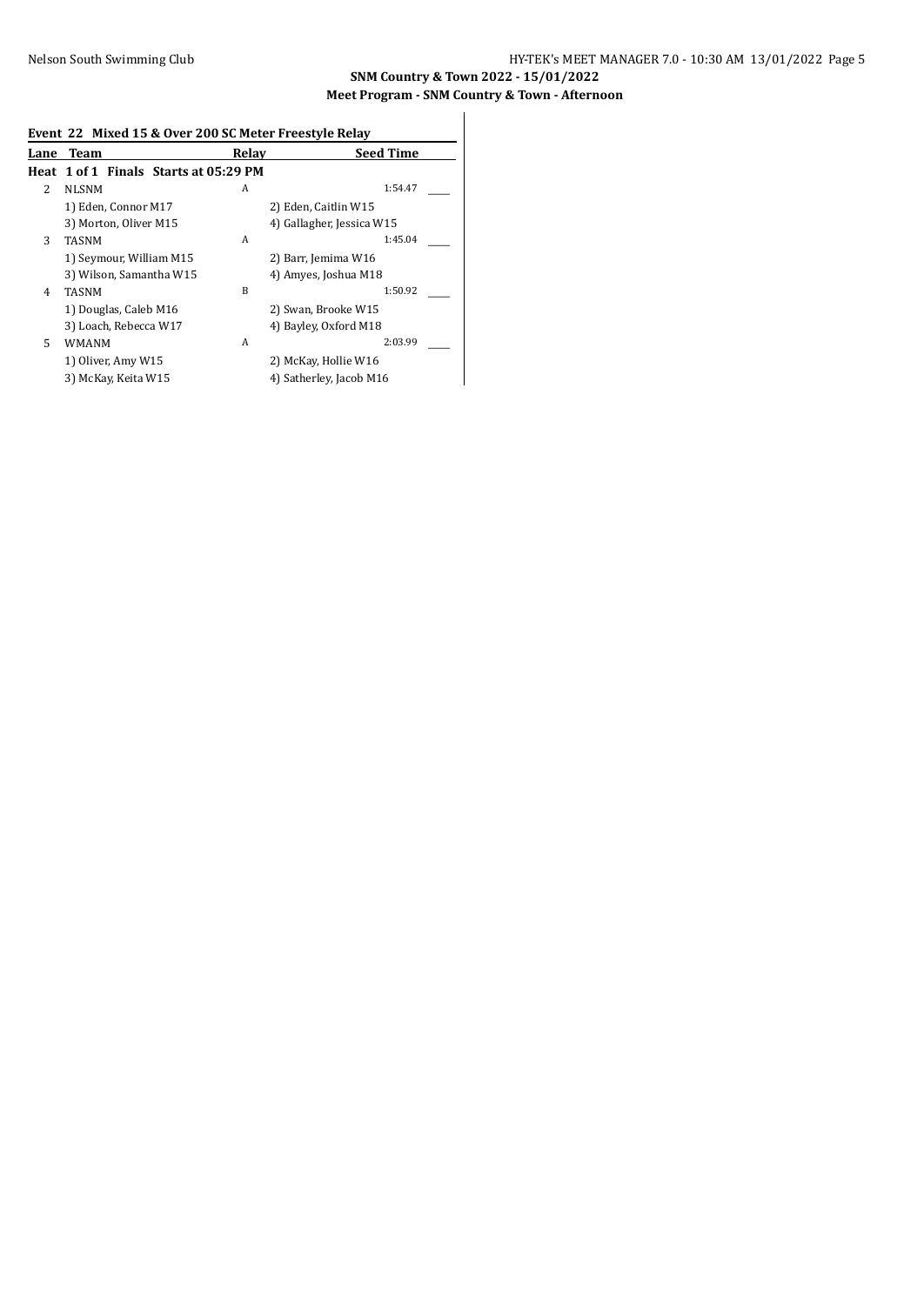## Event 22 Mixed 15 & Over 200 SC Meter Freestyle Relay

| Lane | Team | Relay | Seed Time |
|---|---|---|---|
| **Heat 1 of 1 Finals Starts at 05:29 PM** | | | |
| 2 | NLSNM | A | 1:54.47 |
| | 1) Eden, Connor M17 | | 2) Eden, Caitlin W15 |
| | 3) Morton, Oliver M15 | | 4) Gallagher, Jessica W15 |
| 3 | TASNM | A | 1:45.04 |
| | 1) Seymour, William M15 | | 2) Barr, Jemima W16 |
| | 3) Wilson, Samantha W15 | | 4) Amyes, Joshua M18 |
| 4 | TASNM | B | 1:50.92 |
| | 1) Douglas, Caleb M16 | | 2) Swan, Brooke W15 |
| | 3) Loach, Rebecca W17 | | 4) Bayley, Oxford M18 |
| 5 | WMANM | A | 2:03.99 |
| | 1) Oliver, Amy W15 | | 2) McKay, Hollie W16 |
| | 3) McKay, Keita W15 | | 4) Satherley, Jacob M16 |